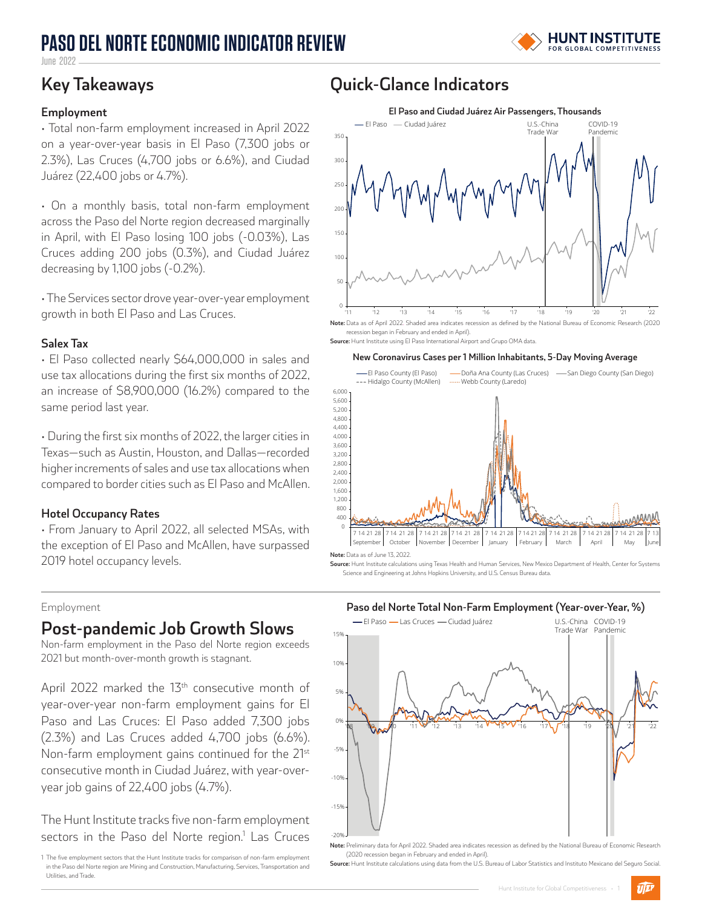# PASO DEL NORTE ECONOMIC INDICATOR REVIEW

June 2022

## Key Takeaways

### Employment

- Total non-farm employment increased in April 2022 on a year-over-year basis in El Paso (7,300 jobs or 2.3%), Las Cruces (4,700 jobs or 6.6%), and Ciudad Juárez (22,400 jobs or 4.7%).

- On a monthly basis, total non-farm employment across the Paso del Norte region decreased marginally in April, with El Paso losing 100 jobs (-0.03%), Las Cruces adding 200 jobs (0.3%), and Ciudad Juárez decreasing by 1,100 jobs (-0.2%).

- The Services sector drove year-over-year employment growth in both El Paso and Las Cruces.

### Salex Tax

- El Paso collected nearly $64,000,000 in sales and use tax allocations during the first six months of 2022, an increase of $8,900,000 (16.2%) compared to the same period last year.

- During the first six months of 2022, the larger cities in Texas—such as Austin, Houston, and Dallas—recorded higher increments of sales and use tax allocations when compared to border cities such as El Paso and McAllen.

### Hotel Occupancy Rates

- From January to April 2022, all selected MSAs, with the exception of El Paso and McAllen, have surpassed 2019 hotel occupancy levels.

## Quick-Glance Indicators

**El Paso and Ciudad Juárez Air Passengers, Thousands**

**Note:** Data as of April 2022. Shaded area indicates recession as defined by the National Bureau of Economic Research (2020 recession began in February and ended in April).
**Source:** Hunt Institute using El Paso International Airport and Grupo OMA data.

**New Coronavirus Cases per 1 Million Inhabitants, 5-Day Moving Average**

**Note:** Data as of June 13, 2022.
**Source:** Hunt Institute calculations using Texas Health and Human Services, New Mexico Department of Health, Center for Systems Science and Engineering at Johns Hopkins University, and U.S. Census Bureau data.

Employment

## Post-pandemic Job Growth Slows

Non-farm employment in the Paso del Norte region exceeds 2021 but month-over-month growth is stagnant.

April 2022 marked the 13th consecutive month of year-over-year non-farm employment gains for El Paso and Las Cruces: El Paso added 7,300 jobs (2.3%) and Las Cruces added 4,700 jobs (6.6%). Non-farm employment gains continued for the 21st consecutive month in Ciudad Juárez, with year-over-year job gains of 22,400 jobs (4.7%).

The Hunt Institute tracks five non-farm employment sectors in the Paso del Norte region.[1] Las Cruces

**Paso del Norte Total Non-Farm Employment (Year-over-Year, %)**

**Note:** Preliminary data for April 2022. Shaded area indicates recession as defined by the National Bureau of Economic Research (2020 recession began in February and ended in April).
**Source:** Hunt Institute calculations using data from the U.S. Bureau of Labor Statistics and Instituto Mexicano del Seguro Social.

[1] The five employment sectors that the Hunt Institute tracks for comparison of non-farm employment in the Paso del Norte region are Mining and Construction, Manufacturing, Services, Transportation and Utilities, and Trade.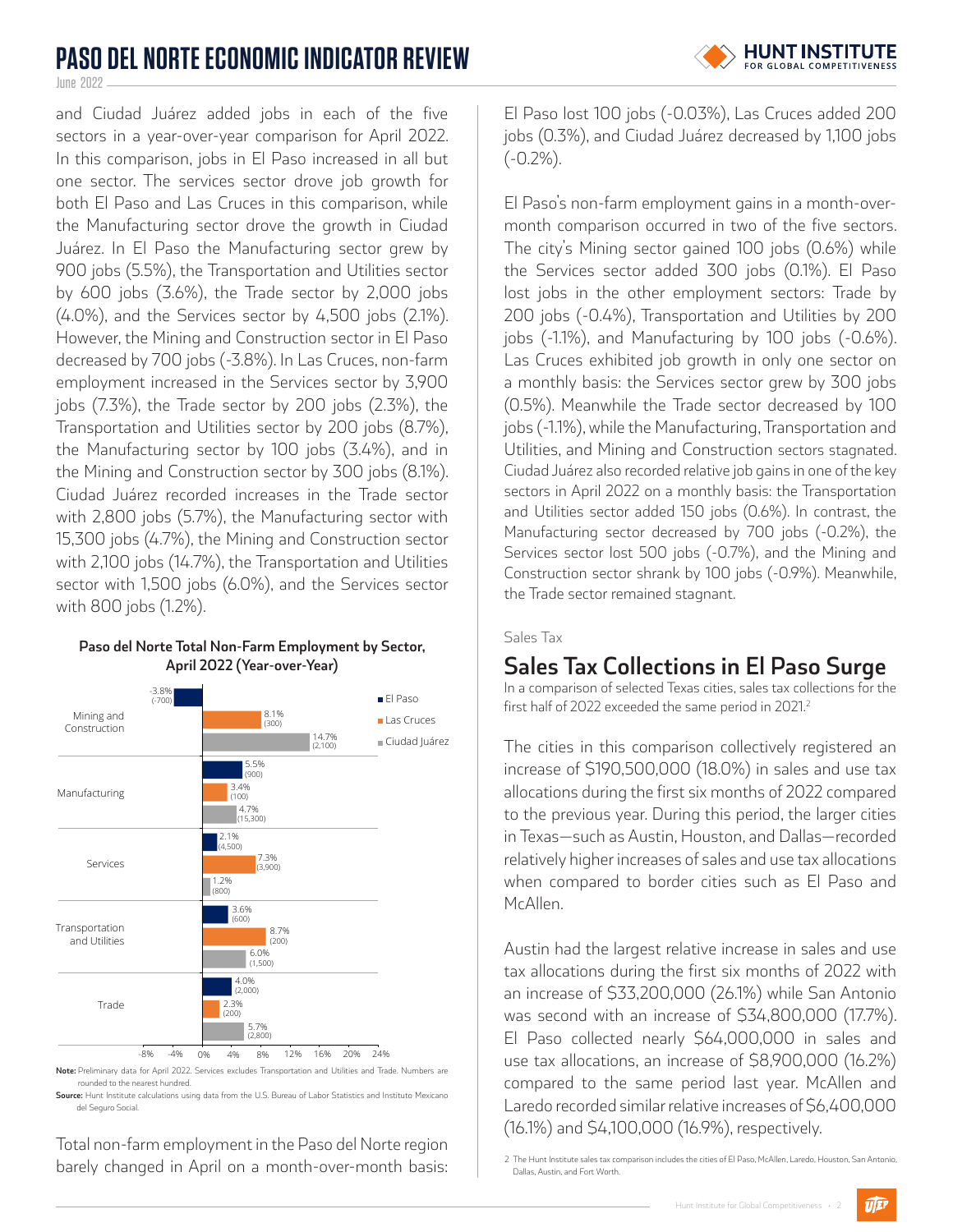and Ciudad Juárez added jobs in each of the five sectors in a year-over-year comparison for April 2022. In this comparison, jobs in El Paso increased in all but one sector. The services sector drove job growth for both El Paso and Las Cruces in this comparison, while the Manufacturing sector drove the growth in Ciudad Juárez. In El Paso the Manufacturing sector grew by 900 jobs (5.5%), the Transportation and Utilities sector by 600 jobs (3.6%), the Trade sector by 2,000 jobs (4.0%), and the Services sector by 4,500 jobs (2.1%). However, the Mining and Construction sector in El Paso decreased by 700 jobs (-3.8%). In Las Cruces, non-farm employment increased in the Services sector by 3,900 jobs (7.3%), the Trade sector by 200 jobs (2.3%), the Transportation and Utilities sector by 200 jobs (8.7%), the Manufacturing sector by 100 jobs (3.4%), and in the Mining and Construction sector by 300 jobs (8.1%). Ciudad Juárez recorded increases in the Trade sector with 2,800 jobs (5.7%), the Manufacturing sector with 15,300 jobs (4.7%), the Mining and Construction sector with 2,100 jobs (14.7%), the Transportation and Utilities sector with 1,500 jobs (6.0%), and the Services sector with 800 jobs (1.2%).

**Paso del Norte Total Non-Farm Employment by Sector, April 2022 (Year-over-Year)**

| Sector | El Paso | Las Cruces | Ciudad Juárez |
|---|---|---|---|
| Mining and Construction | -3.8% (-700) | 8.1% (300) | 14.7% (2,100) |
| Manufacturing | 5.5% (900) | 3.4% (100) | 4.7% (15,300) |
| Services | 2.1% (4,500) | 7.3% (3,900) | 1.2% (800) |
| Transportation and Utilities | 3.6% (600) | 8.7% (200) | 6.0% (1,500) |
| Trade | 4.0% (2,000) | 2.3% (200) | 5.7% (2,800) |

**Note:** Preliminary data for April 2022. Services excludes Transportation and Utilities and Trade. Numbers are rounded to the nearest hundred.

**Source:** Hunt Institute calculations using data from the U.S. Bureau of Labor Statistics and Instituto Mexicano del Seguro Social.

Total non-farm employment in the Paso del Norte region barely changed in April on a month-over-month basis: El Paso lost 100 jobs (-0.03%), Las Cruces added 200 jobs (0.3%), and Ciudad Juárez decreased by 1,100 jobs (-0.2%).

El Paso's non-farm employment gains in a month-over-month comparison occurred in two of the five sectors. The city's Mining sector gained 100 jobs (0.6%) while the Services sector added 300 jobs (0.1%). El Paso lost jobs in the other employment sectors: Trade by 200 jobs (-0.4%), Transportation and Utilities by 200 jobs (-1.1%), and Manufacturing by 100 jobs (-0.6%). Las Cruces exhibited job growth in only one sector on a monthly basis: the Services sector grew by 300 jobs (0.5%). Meanwhile the Trade sector decreased by 100 jobs (-1.1%), while the Manufacturing, Transportation and Utilities, and Mining and Construction sectors stagnated. Ciudad Juárez also recorded relative job gains in one of the key sectors in April 2022 on a monthly basis: the Transportation and Utilities sector added 150 jobs (0.6%). In contrast, the Manufacturing sector decreased by 700 jobs (-0.2%), the Services sector lost 500 jobs (-0.7%), and the Mining and Construction sector shrank by 100 jobs (-0.9%). Meanwhile, the Trade sector remained stagnant.

Sales Tax

## Sales Tax Collections in El Paso Surge

In a comparison of selected Texas cities, sales tax collections for the first half of 2022 exceeded the same period in 2021.[2]

The cities in this comparison collectively registered an increase of $190,500,000 (18.0%) in sales and use tax allocations during the first six months of 2022 compared to the previous year. During this period, the larger cities in Texas—such as Austin, Houston, and Dallas—recorded relatively higher increases of sales and use tax allocations when compared to border cities such as El Paso and McAllen.

Austin had the largest relative increase in sales and use tax allocations during the first six months of 2022 with an increase of $33,200,000 (26.1%) while San Antonio was second with an increase of $34,800,000 (17.7%). El Paso collected nearly $64,000,000 in sales and use tax allocations, an increase of $8,900,000 (16.2%) compared to the same period last year. McAllen and Laredo recorded similar relative increases of $6,400,000 (16.1%) and $4,100,000 (16.9%), respectively.

2 The Hunt Institute sales tax comparison includes the cities of El Paso, McAllen, Laredo, Houston, San Antonio, Dallas, Austin, and Fort Worth.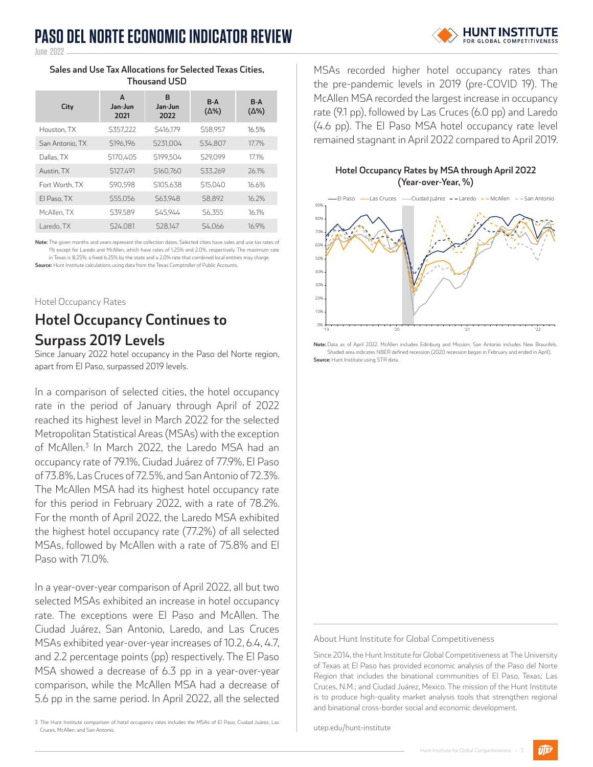**Sales and Use Tax Allocations for Selected Texas Cities, Thousand USD**

| City | A Jan-Jun 2021 | B Jan-Jun 2022 | B-A (Δ$) | B-A (Δ%) |
|---|---|---|---|---|
| Houston, TX | $357,222 | $416,179 | $58,957 | 16.5% |
| San Antonio, TX | $196,196 | $231,004 | $34,807 | 17.7% |
| Dallas, TX | $170,405 | $199,504 | $29,099 | 17.1% |
| Austin, TX | $127,491 | $160,760 | $33,269 | 26.1% |
| Fort Worth, TX | $90,598 | $105,638 | $15,040 | 16.6% |
| El Paso, TX | $55,056 | $63,948 | $8,892 | 16.2% |
| McAllen, TX | $39,589 | $45,944 | $6,355 | 16.1% |
| Laredo, TX | $24,081 | $28,147 | $4,066 | 16.9% |

**Note:** The given months and years represent the collection dates. Selected cities have sales and use tax rates of 1% except for Laredo and McAllen, which have rates of 1.25% and 2.0%, respectively. The maximum rate in Texas is 8.25%: a fixed 6.25% by the state and a 2.0% rate that combined local entities may charge.
**Source:** Hunt Institute calculations using data from the Texas Comptroller of Public Accounts.

Hotel Occupancy Rates

## Hotel Occupancy Continues to Surpass 2019 Levels

Since January 2022 hotel occupancy in the Paso del Norte region, apart from El Paso, surpassed 2019 levels.

In a comparison of selected cities, the hotel occupancy rate in the period of January through April of 2022 reached its highest level in March 2022 for the selected Metropolitan Statistical Areas (MSAs) with the exception of McAllen.[3] In March 2022, the Laredo MSA had an occupancy rate of 79.1%, Ciudad Juárez of 77.9%, El Paso of 73.8%, Las Cruces of 72.5%, and San Antonio of 72.3%. The McAllen MSA had its highest hotel occupancy rate for this period in February 2022, with a rate of 78.2%. For the month of April 2022, the Laredo MSA exhibited the highest hotel occupancy rate (77.2%) of all selected MSAs, followed by McAllen with a rate of 75.8% and El Paso with 71.0%.

In a year-over-year comparison of April 2022, all but two selected MSAs exhibited an increase in hotel occupancy rate. The exceptions were El Paso and McAllen. The Ciudad Juárez, San Antonio, Laredo, and Las Cruces MSAs exhibited year-over-year increases of 10.2, 6.4, 4.7, and 2.2 percentage points (pp) respectively. The El Paso MSA showed a decrease of 6.3 pp in a year-over-year comparison, while the McAllen MSA had a decrease of 5.6 pp in the same period. In April 2022, all the selected MSAs recorded higher hotel occupancy rates than the pre-pandemic levels in 2019 (pre-COVID 19). The McAllen MSA recorded the largest increase in occupancy rate (9.1 pp), followed by Las Cruces (6.0 pp) and Laredo (4.6 pp). The El Paso MSA hotel occupancy rate level remained stagnant in April 2022 compared to April 2019.

3 The Hunt Institute comparison of hotel occupancy rates includes the MSAs of El Paso, Ciudad Juárez, Las Cruces, McAllen, and San Antonio.

**Hotel Occupancy Rates by MSA through April 2022 (Year-over-Year, %)**

El Paso
Las Cruces
Ciudad Juárez
Laredo
McAllen
San Antonio

90%
80%
70%
60%
50%
40%
30%
20%
10%
0%

'19
'20
'21
'22

**Note:** Data as of April 2022. McAllen includes Edinburg and Mission; San Antonio includes New Braunfels. Shaded area indicates NBER defined recession (2020 recession began in February and ended in April).
**Source:** Hunt Institute using STR data.

About Hunt Institute for Global Competitiveness

Since 2014, the Hunt Institute for Global Competitiveness at The University of Texas at El Paso has provided economic analysis of the Paso del Norte Region that includes the binational communities of El Paso, Texas; Las Cruces, N.M.; and Ciudad Juárez, Mexico. The mission of the Hunt Institute is to produce high-quality market analysis tools that strengthen regional and binational cross-border social and economic development.

utep.edu/hunt-institute